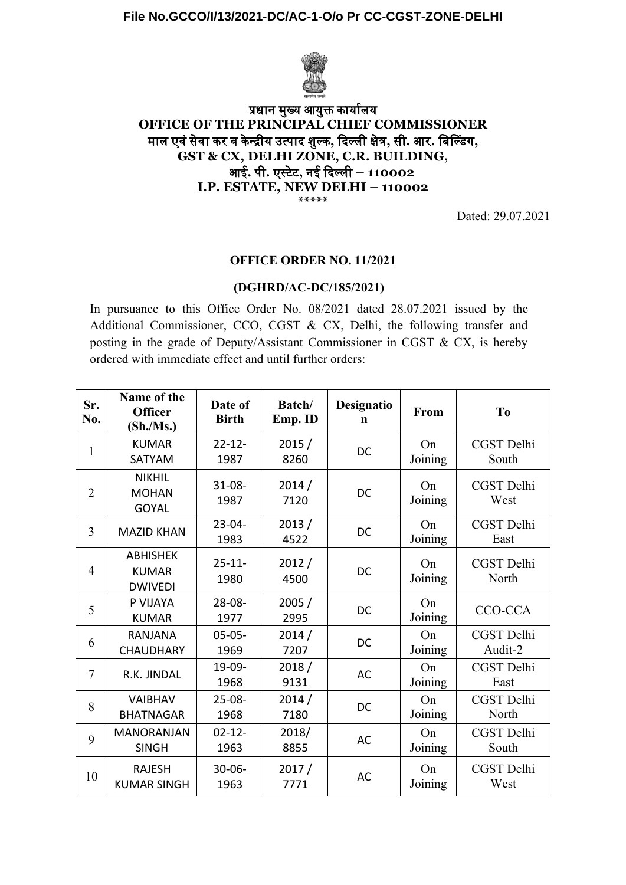File No.GCCO/I/13/2021-DC/AC-1-O/o Pr CC-CGST-ZONE-DELHI

# प्रधान मुख्य आयुक्त कार्यालय
# OFFICE OF THE PRINCIPAL CHIEF COMMISSIONER
## माल एवं सेवा कर व केन्द्रीय उत्पाद शुल्क, दिल्ली क्षेत्र, सी. आर. बिल्डिंग,
## GST & CX, DELHI ZONE, C.R. BUILDING,
## आई. पी. एस्टेट, नई दिल्ली – 110002
## I.P. ESTATE, NEW DELHI – 110002

*****

Dated: 29.07.2021

**OFFICE ORDER NO. 11/2021**

**(DGHRD/AC-DC/185/2021)**

In pursuance to this Office Order No. 08/2021 dated 28.07.2021 issued by the Additional Commissioner, CCO, CGST & CX, Delhi, the following transfer and posting in the grade of Deputy/Assistant Commissioner in CGST & CX, is hereby ordered with immediate effect and until further orders:

| Sr. No. | Name of the Officer (Sh./Ms.) | Date of Birth | Batch/ Emp. ID | Designation | From | To |
|---|---|---|---|---|---|---|
| 1 | KUMAR SATYAM | 22-12-1987 | 2015 / 8260 | DC | On Joining | CGST Delhi South |
| 2 | NIKHIL MOHAN GOYAL | 31-08-1987 | 2014 / 7120 | DC | On Joining | CGST Delhi West |
| 3 | MAZID KHAN | 23-04-1983 | 2013 / 4522 | DC | On Joining | CGST Delhi East |
| 4 | ABHISHEK KUMAR DWIVEDI | 25-11-1980 | 2012 / 4500 | DC | On Joining | CGST Delhi North |
| 5 | P VIJAYA KUMAR | 28-08-1977 | 2005 / 2995 | DC | On Joining | CCO-CCA |
| 6 | RANJANA CHAUDHARY | 05-05-1969 | 2014 / 7207 | DC | On Joining | CGST Delhi Audit-2 |
| 7 | R.K. JINDAL | 19-09-1968 | 2018 / 9131 | AC | On Joining | CGST Delhi East |
| 8 | VAIBHAV BHATNAGAR | 25-08-1968 | 2014 / 7180 | DC | On Joining | CGST Delhi North |
| 9 | MANORANJAN SINGH | 02-12-1963 | 2018/ 8855 | AC | On Joining | CGST Delhi South |
| 10 | RAJESH KUMAR SINGH | 30-06-1963 | 2017 / 7771 | AC | On Joining | CGST Delhi West |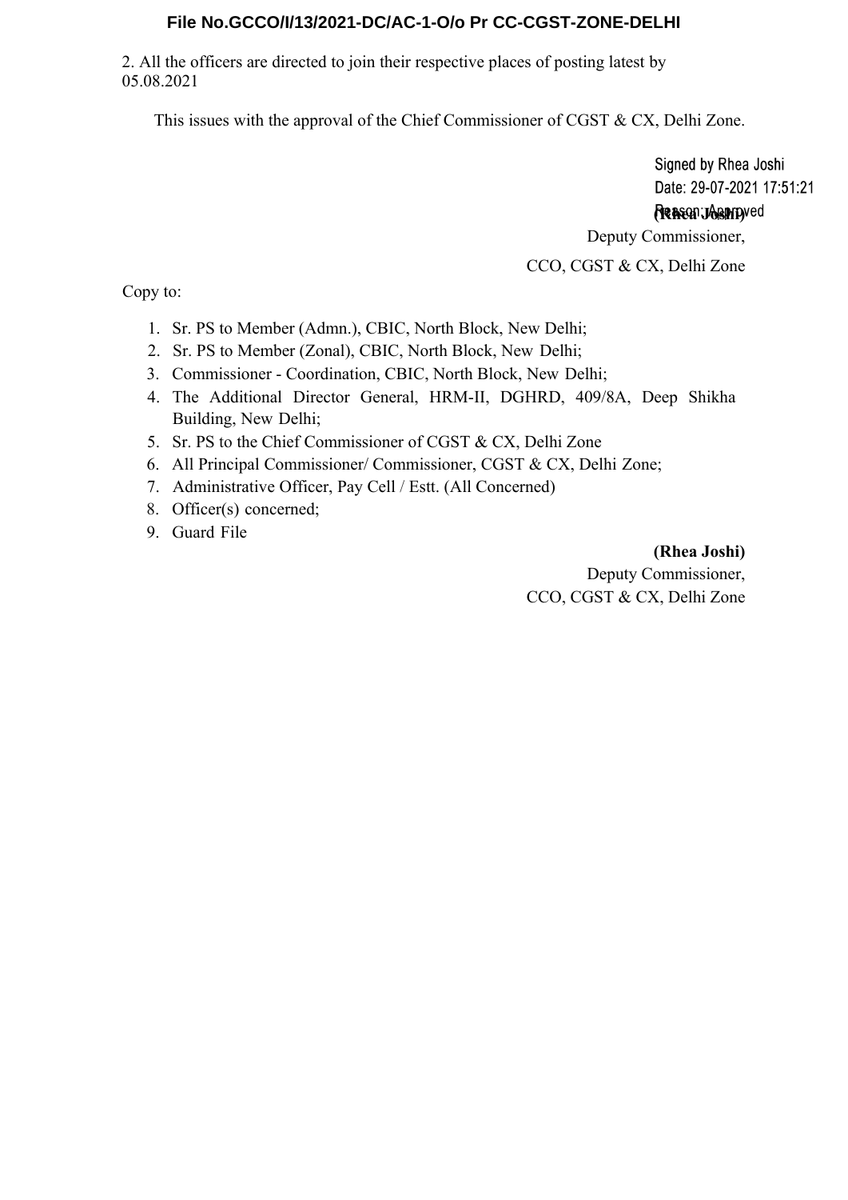File No.GCCO/I/13/2021-DC/AC-1-O/o Pr CC-CGST-ZONE-DELHI

2. All the officers are directed to join their respective places of posting latest by 05.08.2021

This issues with the approval of the Chief Commissioner of CGST & CX, Delhi Zone.

Signed by Rhea Joshi
Date: 29-07-2021 17:51:21
Reason: Approved

**(Rhea Joshi)**
Deputy Commissioner,
CCO, CGST & CX, Delhi Zone

Copy to:

1. Sr. PS to Member (Admn.), CBIC, North Block, New Delhi;
2. Sr. PS to Member (Zonal), CBIC, North Block, New Delhi;
3. Commissioner - Coordination, CBIC, North Block, New Delhi;
4. The Additional Director General, HRM-II, DGHRD, 409/8A, Deep Shikha Building, New Delhi;
5. Sr. PS to the Chief Commissioner of CGST & CX, Delhi Zone
6. All Principal Commissioner/ Commissioner, CGST & CX, Delhi Zone;
7. Administrative Officer, Pay Cell / Estt. (All Concerned)
8. Officer(s) concerned;
9. Guard File

**(Rhea Joshi)**
Deputy Commissioner,
CCO, CGST & CX, Delhi Zone